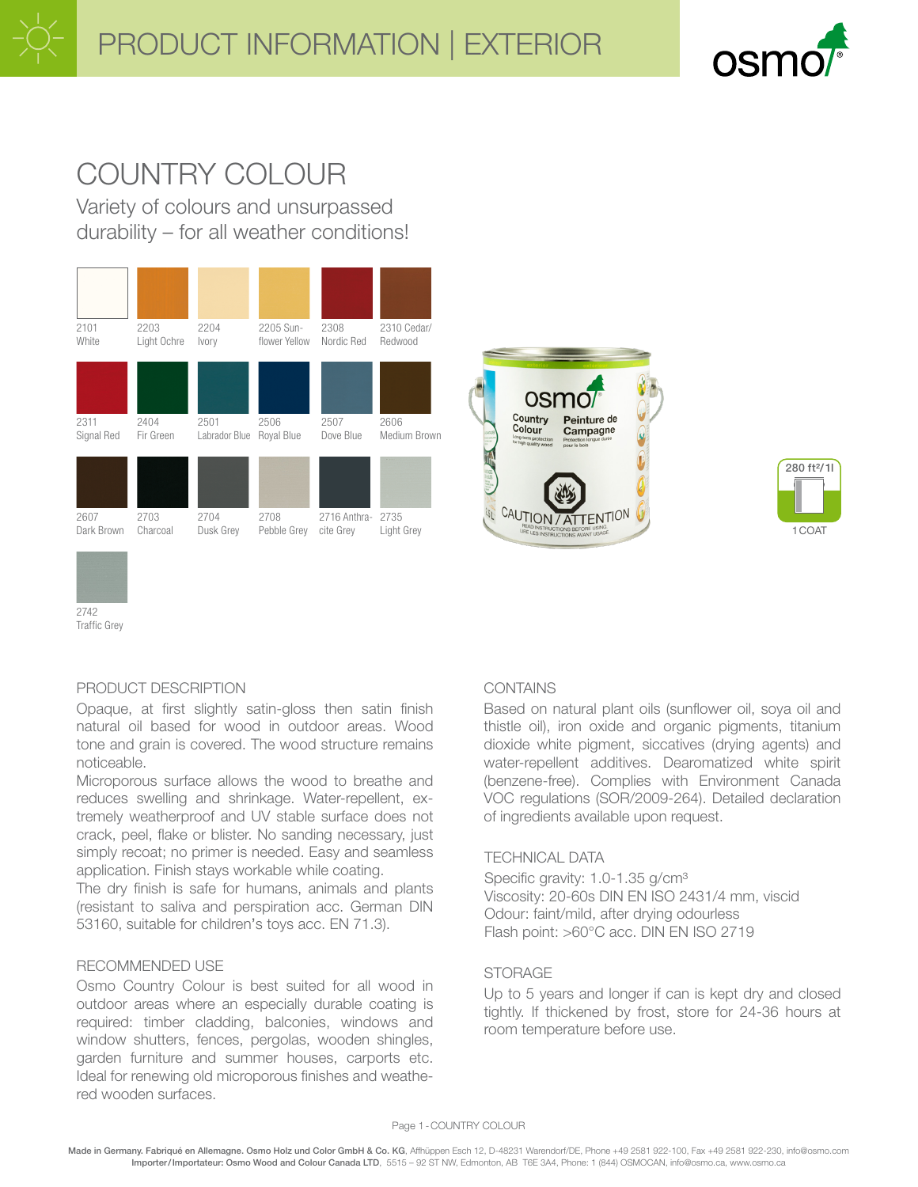# PRODUCT INFORMATION | EXTERIOR

# COUNTRY COLOUR

Variety of colours and unsurpassed durability – for all weather conditions!

2101 White
2203 Light Ochre
2204 Ivory
2205 Sunflower Yellow
2308 Nordic Red
2310 Cedar/Redwood
2311 Signal Red
2404 Fir Green
2501 Labrador Blue
2506 Royal Blue
2507 Dove Blue
2606 Medium Brown
2607 Dark Brown
2703 Charcoal
2704 Dusk Grey
2708 Pebble Grey
2716 Anthracite Grey
2735 Light Grey
2742 Traffic Grey

280 ft²/1l
1 COAT

## PRODUCT DESCRIPTION

Opaque, at first slightly satin-gloss then satin finish natural oil based for wood in outdoor areas. Wood tone and grain is covered. The wood structure remains noticeable.

Microporous surface allows the wood to breathe and reduces swelling and shrinkage. Water-repellent, extremely weatherproof and UV stable surface does not crack, peel, flake or blister. No sanding necessary, just simply recoat; no primer is needed. Easy and seamless application. Finish stays workable while coating.

The dry finish is safe for humans, animals and plants (resistant to saliva and perspiration acc. German DIN 53160, suitable for children's toys acc. EN 71.3).

## RECOMMENDED USE

Osmo Country Colour is best suited for all wood in outdoor areas where an especially durable coating is required: timber cladding, balconies, windows and window shutters, fences, pergolas, wooden shingles, garden furniture and summer houses, carports etc. Ideal for renewing old microporous finishes and weathered wooden surfaces.

## CONTAINS

Based on natural plant oils (sunflower oil, soya oil and thistle oil), iron oxide and organic pigments, titanium dioxide white pigment, siccatives (drying agents) and water-repellent additives. Dearomatized white spirit (benzene-free). Complies with Environment Canada VOC regulations (SOR/2009-264). Detailed declaration of ingredients available upon request.

## TECHNICAL DATA

Specific gravity: 1.0-1.35 g/cm³
Viscosity: 20-60s DIN EN ISO 2431/4 mm, viscid
Odour: faint/mild, after drying odourless
Flash point: >60°C acc. DIN EN ISO 2719

## STORAGE

Up to 5 years and longer if can is kept dry and closed tightly. If thickened by frost, store for 24-36 hours at room temperature before use.

Made in Germany. Fabriqué en Allemagne. Osmo Holz und Color GmbH & Co. KG, Affhüppen Esch 12, D-48231 Warendorf/DE, Phone +49 2581 922-100, Fax +49 2581 922-230, info@osmo.com
Importer/Importateur: Osmo Wood and Colour Canada LTD, 5515 – 92 ST NW, Edmonton, AB T6E 3A4, Phone: 1 (844) OSMOCAN, info@osmo.ca, www.osmo.ca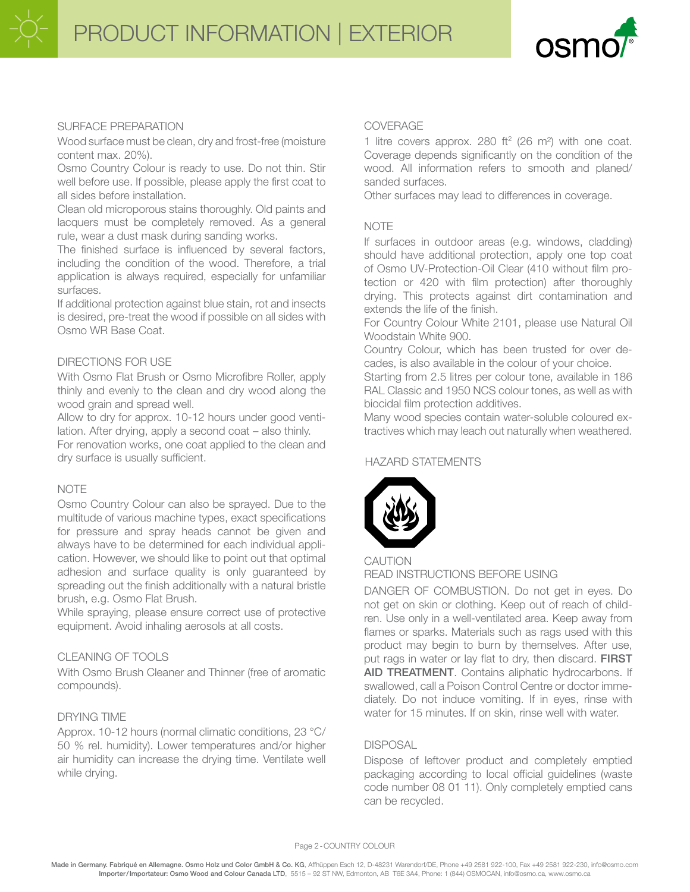## SURFACE PREPARATION

Wood surface must be clean, dry and frost-free (moisture content max. 20%).

Osmo Country Colour is ready to use. Do not thin. Stir well before use. If possible, please apply the first coat to all sides before installation.

Clean old microporous stains thoroughly. Old paints and lacquers must be completely removed. As a general rule, wear a dust mask during sanding works.

The finished surface is influenced by several factors, including the condition of the wood. Therefore, a trial application is always required, especially for unfamiliar surfaces.

If additional protection against blue stain, rot and insects is desired, pre-treat the wood if possible on all sides with Osmo WR Base Coat.

## DIRECTIONS FOR USE

With Osmo Flat Brush or Osmo Microfibre Roller, apply thinly and evenly to the clean and dry wood along the wood grain and spread well.

Allow to dry for approx. 10-12 hours under good ventilation. After drying, apply a second coat – also thinly.

For renovation works, one coat applied to the clean and dry surface is usually sufficient.

## NOTE

Osmo Country Colour can also be sprayed. Due to the multitude of various machine types, exact specifications for pressure and spray heads cannot be given and always have to be determined for each individual application. However, we should like to point out that optimal adhesion and surface quality is only guaranteed by spreading out the finish additionally with a natural bristle brush, e.g. Osmo Flat Brush.

While spraying, please ensure correct use of protective equipment. Avoid inhaling aerosols at all costs.

## CLEANING OF TOOLS

With Osmo Brush Cleaner and Thinner (free of aromatic compounds).

## DRYING TIME

Approx. 10-12 hours (normal climatic conditions, 23 °C/ 50 % rel. humidity). Lower temperatures and/or higher air humidity can increase the drying time. Ventilate well while drying.

## COVERAGE

1 litre covers approx. 280 ft² (26 m²) with one coat. Coverage depends significantly on the condition of the wood. All information refers to smooth and planed/ sanded surfaces.

Other surfaces may lead to differences in coverage.

## NOTE

If surfaces in outdoor areas (e.g. windows, cladding) should have additional protection, apply one top coat of Osmo UV-Protection-Oil Clear (410 without film protection or 420 with film protection) after thoroughly drying. This protects against dirt contamination and extends the life of the finish.

For Country Colour White 2101, please use Natural Oil Woodstain White 900.

Country Colour, which has been trusted for over decades, is also available in the colour of your choice.

Starting from 2.5 litres per colour tone, available in 186 RAL Classic and 1950 NCS colour tones, as well as with biocidal film protection additives.

Many wood species contain water-soluble coloured extractives which may leach out naturally when weathered.

## HAZARD STATEMENTS

CAUTION

READ INSTRUCTIONS BEFORE USING

DANGER OF COMBUSTION. Do not get in eyes. Do not get on skin or clothing. Keep out of reach of children. Use only in a well-ventilated area. Keep away from flames or sparks. Materials such as rags used with this product may begin to burn by themselves. After use, put rags in water or lay flat to dry, then discard. **FIRST AID TREATMENT**. Contains aliphatic hydrocarbons. If swallowed, call a Poison Control Centre or doctor immediately. Do not induce vomiting. If in eyes, rinse with water for 15 minutes. If on skin, rinse well with water.

## DISPOSAL

Dispose of leftover product and completely emptied packaging according to local official guidelines (waste code number 08 01 11). Only completely emptied cans can be recycled.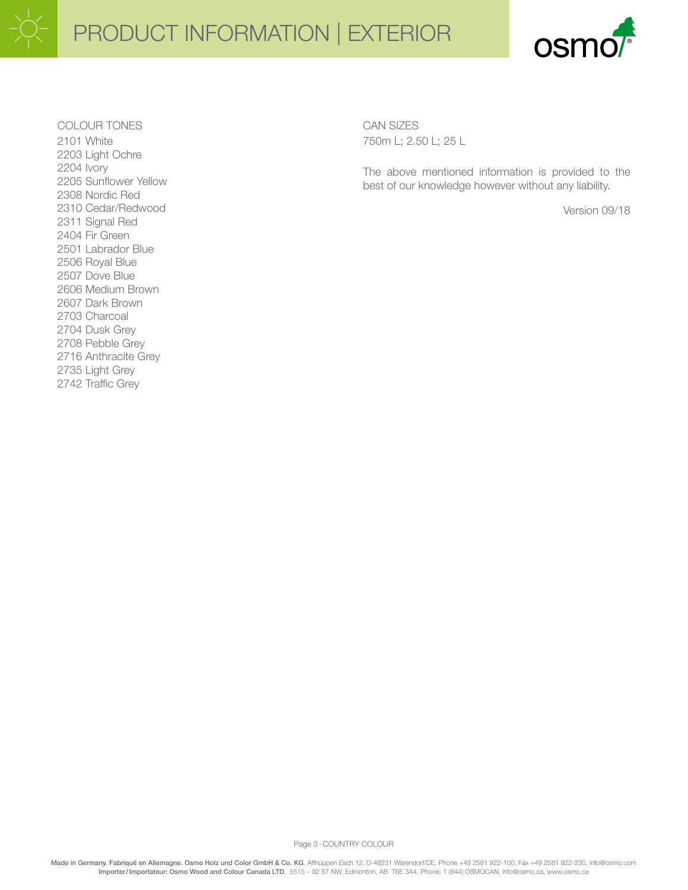## COLOUR TONES

2101 White
2203 Light Ochre
2204 Ivory
2205 Sunflower Yellow
2308 Nordic Red
2310 Cedar/Redwood
2311 Signal Red
2404 Fir Green
2501 Labrador Blue
2506 Royal Blue
2507 Dove Blue
2606 Medium Brown
2607 Dark Brown
2703 Charcoal
2704 Dusk Grey
2708 Pebble Grey
2716 Anthracite Grey
2735 Light Grey
2742 Traffic Grey

## CAN SIZES

750m L; 2.50 L; 25 L

The above mentioned information is provided to the best of our knowledge however without any liability.

Version 09/18

**Made in Germany. Fabriqué en Allemagne. Osmo Holz und Color GmbH & Co. KG**, Affhüppen Esch 12, D-48231 Warendorf/DE, Phone +49 2581 922-100, Fax +49 2581 922-230, info@osmo.com
**Importer/Importateur: Osmo Wood and Colour Canada LTD**, 5515 – 92 ST NW, Edmonton, AB T6E 3A4, Phone: 1 (844) OSMOCAN, info@osmo.ca, www.osmo.ca